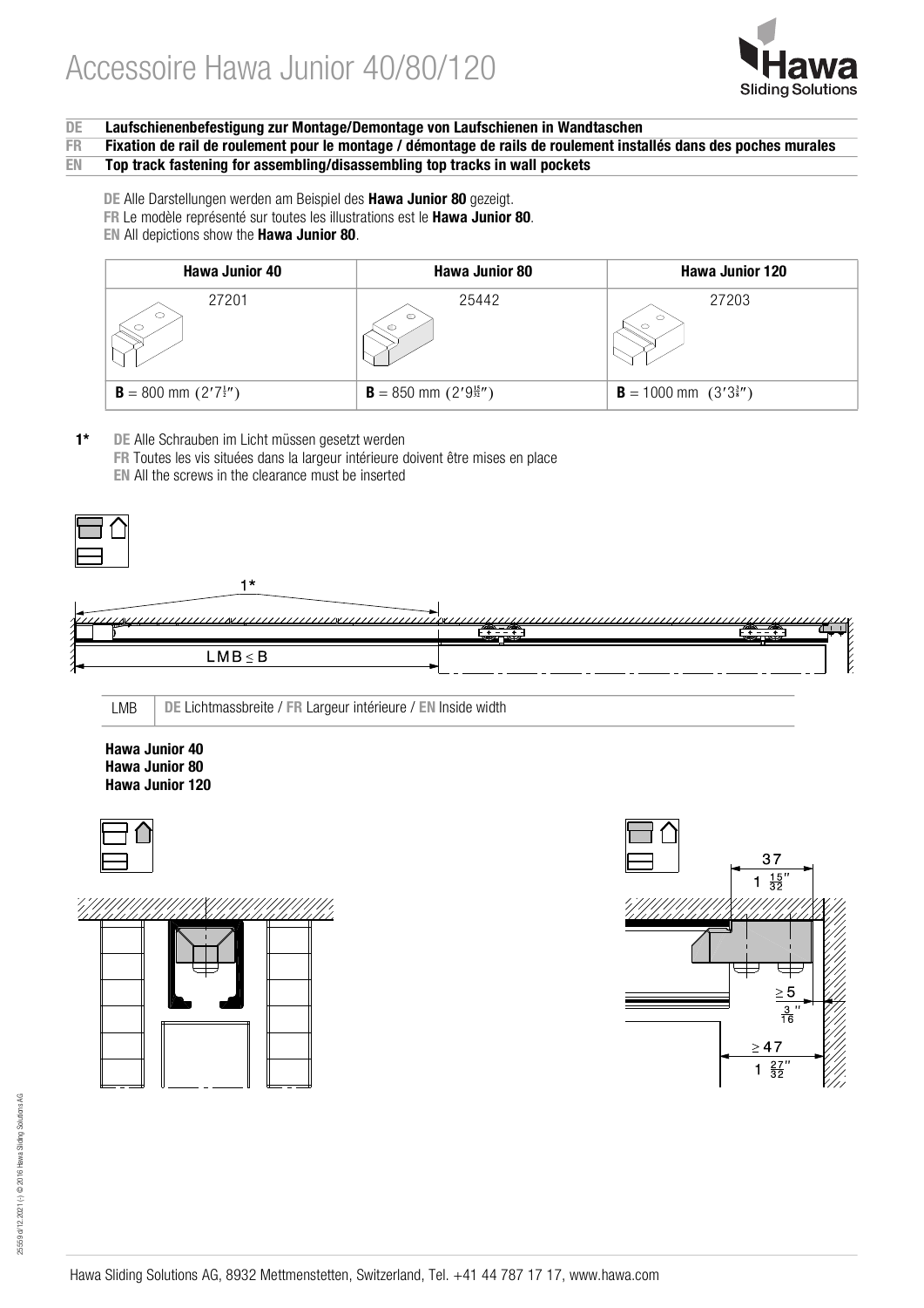# Accessoire Hawa Junior 40/80/120

**DE** **Laufschienenbefestigung zur Montage/Demontage von Laufschienen in Wandtaschen**
**FR** **Fixation de rail de roulement pour le montage / démontage de rails de roulement installés dans des poches murales**
**EN** **Top track fastening for assembling/disassembling top tracks in wall pockets**

**DE** Alle Darstellungen werden am Beispiel des **Hawa Junior 80** gezeigt.
**FR** Le modèle représenté sur toutes les illustrations est le **Hawa Junior 80**.
**EN** All depictions show the **Hawa Junior 80**.

| Hawa Junior 40 | Hawa Junior 80 | Hawa Junior 120 |
|---|---|---|
| 27201 | 25442 | 27203 |
| **B** = 800 mm (2′7½″) | **B** = 850 mm (2′9 15/32″) | **B** = 1000 mm (3′3⅜″) |

**1*** **DE** Alle Schrauben im Licht müssen gesetzt werden
**FR** Toutes les vis situées dans la largeur intérieure doivent être mises en place
**EN** All the screws in the clearance must be inserted

1*

LMB ≤ B

| LMB | **DE** Lichtmassbreite / **FR** Largeur intérieure / **EN** Inside width |
|---|---|

**Hawa Junior 40**
**Hawa Junior 80**
**Hawa Junior 120**

37
1 15/32″

≥ 5
3/16″

≥ 47
1 27/32″

Hawa Sliding Solutions AG, 8932 Mettmenstetten, Switzerland, Tel. +41 44 787 17 17, www.hawa.com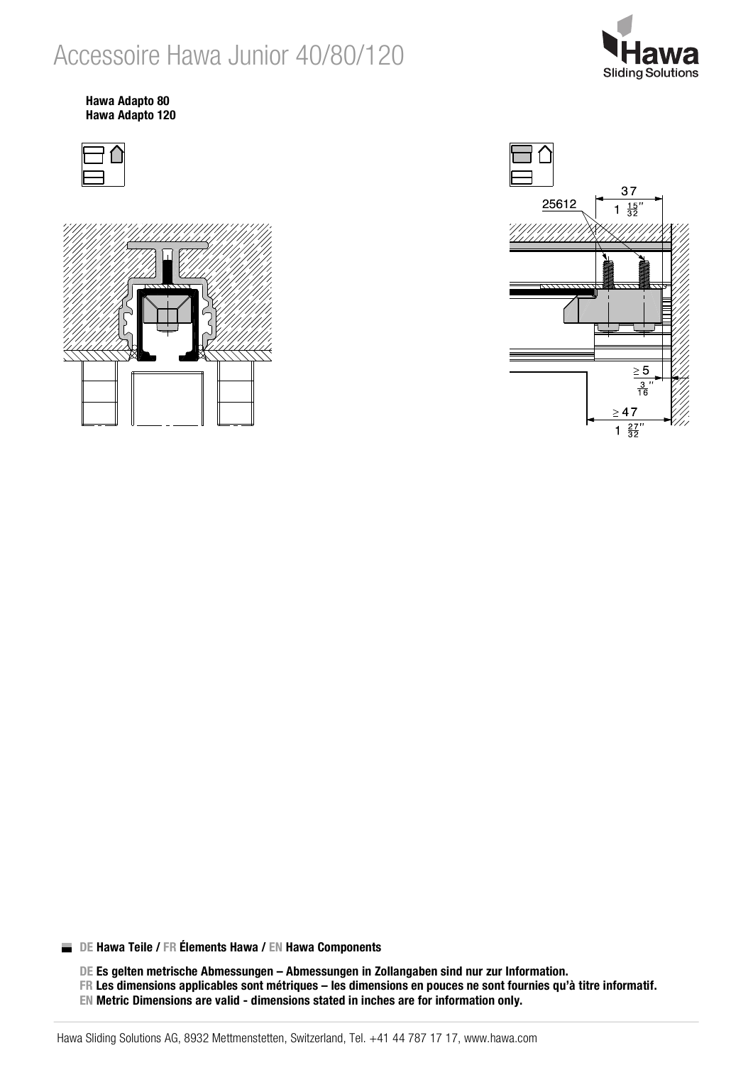# Accessoire Hawa Junior 40/80/120

**Hawa Adapto 80**
**Hawa Adapto 120**

25612

37
1 15/32"

≥ 5
3/16"

≥ 47
1 27/32"

**DE Hawa Teile / FR Éléments Hawa / EN Hawa Components**

**DE Es gelten metrische Abmessungen – Abmessungen in Zollangaben sind nur zur Information.**
**FR Les dimensions applicables sont métriques – les dimensions en pouces ne sont fournies qu'à titre informatif.**
**EN Metric Dimensions are valid - dimensions stated in inches are for information only.**

Hawa Sliding Solutions AG, 8932 Mettmenstetten, Switzerland, Tel. +41 44 787 17 17, www.hawa.com